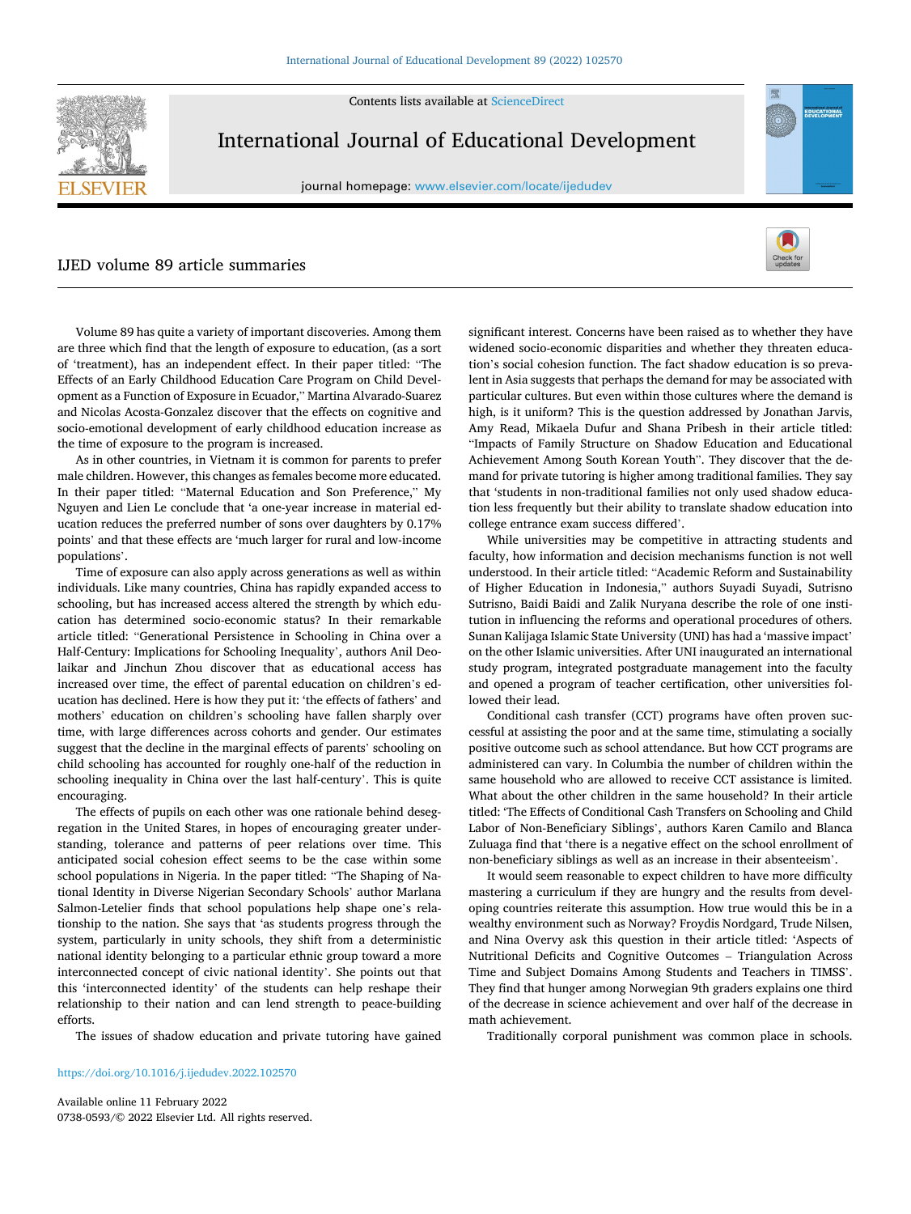# IJED volume 89 article summaries

Volume 89 has quite a variety of important discoveries. Among them are three which find that the length of exposure to education, (as a sort of 'treatment), has an independent effect. In their paper titled: "The Effects of an Early Childhood Education Care Program on Child Development as a Function of Exposure in Ecuador," Martina Alvarado-Suarez and Nicolas Acosta-Gonzalez discover that the effects on cognitive and socio-emotional development of early childhood education increase as the time of exposure to the program is increased.

As in other countries, in Vietnam it is common for parents to prefer male children. However, this changes as females become more educated. In their paper titled: "Maternal Education and Son Preference," My Nguyen and Lien Le conclude that 'a one-year increase in material education reduces the preferred number of sons over daughters by 0.17% points' and that these effects are 'much larger for rural and low-income populations'.

Time of exposure can also apply across generations as well as within individuals. Like many countries, China has rapidly expanded access to schooling, but has increased access altered the strength by which education has determined socio-economic status? In their remarkable article titled: "Generational Persistence in Schooling in China over a Half-Century: Implications for Schooling Inequality', authors Anil Deolaikar and Jinchun Zhou discover that as educational access has increased over time, the effect of parental education on children's education has declined. Here is how they put it: 'the effects of fathers' and mothers' education on children's schooling have fallen sharply over time, with large differences across cohorts and gender. Our estimates suggest that the decline in the marginal effects of parents' schooling on child schooling has accounted for roughly one-half of the reduction in schooling inequality in China over the last half-century'. This is quite encouraging.

The effects of pupils on each other was one rationale behind desegregation in the United Stares, in hopes of encouraging greater understanding, tolerance and patterns of peer relations over time. This anticipated social cohesion effect seems to be the case within some school populations in Nigeria. In the paper titled: "The Shaping of National Identity in Diverse Nigerian Secondary Schools' author Marlana Salmon-Letelier finds that school populations help shape one's relationship to the nation. She says that 'as students progress through the system, particularly in unity schools, they shift from a deterministic national identity belonging to a particular ethnic group toward a more interconnected concept of civic national identity'. She points out that this 'interconnected identity' of the students can help reshape their relationship to their nation and can lend strength to peace-building efforts.

The issues of shadow education and private tutoring have gained significant interest. Concerns have been raised as to whether they have widened socio-economic disparities and whether they threaten education's social cohesion function. The fact shadow education is so prevalent in Asia suggests that perhaps the demand for may be associated with particular cultures. But even within those cultures where the demand is high, is it uniform? This is the question addressed by Jonathan Jarvis, Amy Read, Mikaela Dufur and Shana Pribesh in their article titled: "Impacts of Family Structure on Shadow Education and Educational Achievement Among South Korean Youth". They discover that the demand for private tutoring is higher among traditional families. They say that 'students in non-traditional families not only used shadow education less frequently but their ability to translate shadow education into college entrance exam success differed'.

While universities may be competitive in attracting students and faculty, how information and decision mechanisms function is not well understood. In their article titled: "Academic Reform and Sustainability of Higher Education in Indonesia," authors Suyadi Suyadi, Sutrisno Sutrisno, Baidi Baidi and Zalik Nuryana describe the role of one institution in influencing the reforms and operational procedures of others. Sunan Kalijaga Islamic State University (UNI) has had a 'massive impact' on the other Islamic universities. After UNI inaugurated an international study program, integrated postgraduate management into the faculty and opened a program of teacher certification, other universities followed their lead.

Conditional cash transfer (CCT) programs have often proven successful at assisting the poor and at the same time, stimulating a socially positive outcome such as school attendance. But how CCT programs are administered can vary. In Columbia the number of children within the same household who are allowed to receive CCT assistance is limited. What about the other children in the same household? In their article titled: 'The Effects of Conditional Cash Transfers on Schooling and Child Labor of Non-Beneficiary Siblings', authors Karen Camilo and Blanca Zuluaga find that 'there is a negative effect on the school enrollment of non-beneficiary siblings as well as an increase in their absenteeism'.

It would seem reasonable to expect children to have more difficulty mastering a curriculum if they are hungry and the results from developing countries reiterate this assumption. How true would this be in a wealthy environment such as Norway? Froydis Nordgard, Trude Nilsen, and Nina Overvy ask this question in their article titled: 'Aspects of Nutritional Deficits and Cognitive Outcomes – Triangulation Across Time and Subject Domains Among Students and Teachers in TIMSS'. They find that hunger among Norwegian 9th graders explains one third of the decrease in science achievement and over half of the decrease in math achievement.

Traditionally corporal punishment was common place in schools.

https://doi.org/10.1016/j.ijedudev.2022.102570

Available online 11 February 2022
0738-0593/© 2022 Elsevier Ltd. All rights reserved.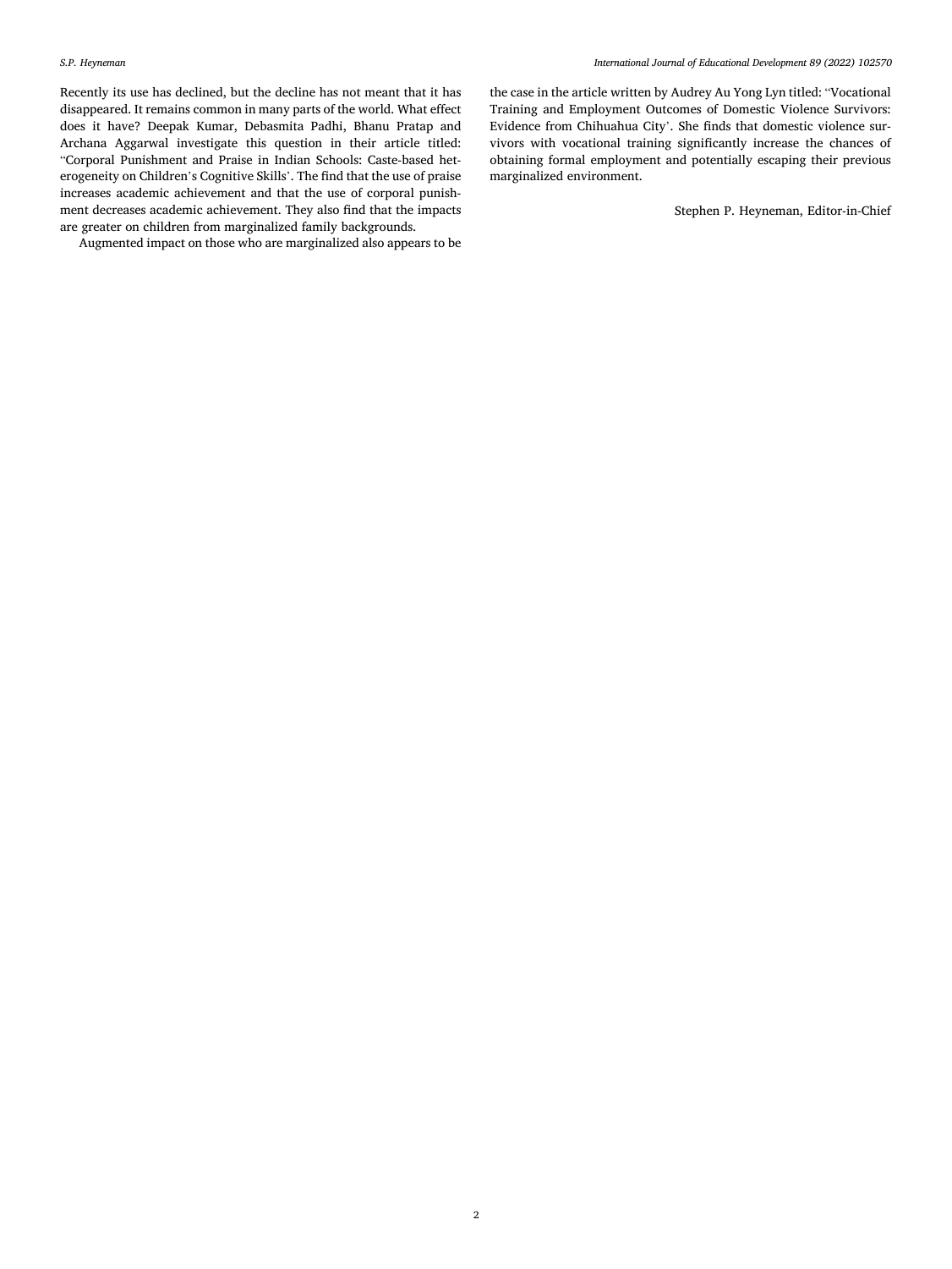Recently its use has declined, but the decline has not meant that it has disappeared. It remains common in many parts of the world. What effect does it have? Deepak Kumar, Debasmita Padhi, Bhanu Pratap and Archana Aggarwal investigate this question in their article titled: "Corporal Punishment and Praise in Indian Schools: Caste-based heterogeneity on Children's Cognitive Skills'. The find that the use of praise increases academic achievement and that the use of corporal punishment decreases academic achievement. They also find that the impacts are greater on children from marginalized family backgrounds.

Augmented impact on those who are marginalized also appears to be the case in the article written by Audrey Au Yong Lyn titled: "Vocational Training and Employment Outcomes of Domestic Violence Survivors: Evidence from Chihuahua City'. She finds that domestic violence survivors with vocational training significantly increase the chances of obtaining formal employment and potentially escaping their previous marginalized environment.

Stephen P. Heyneman, Editor-in-Chief